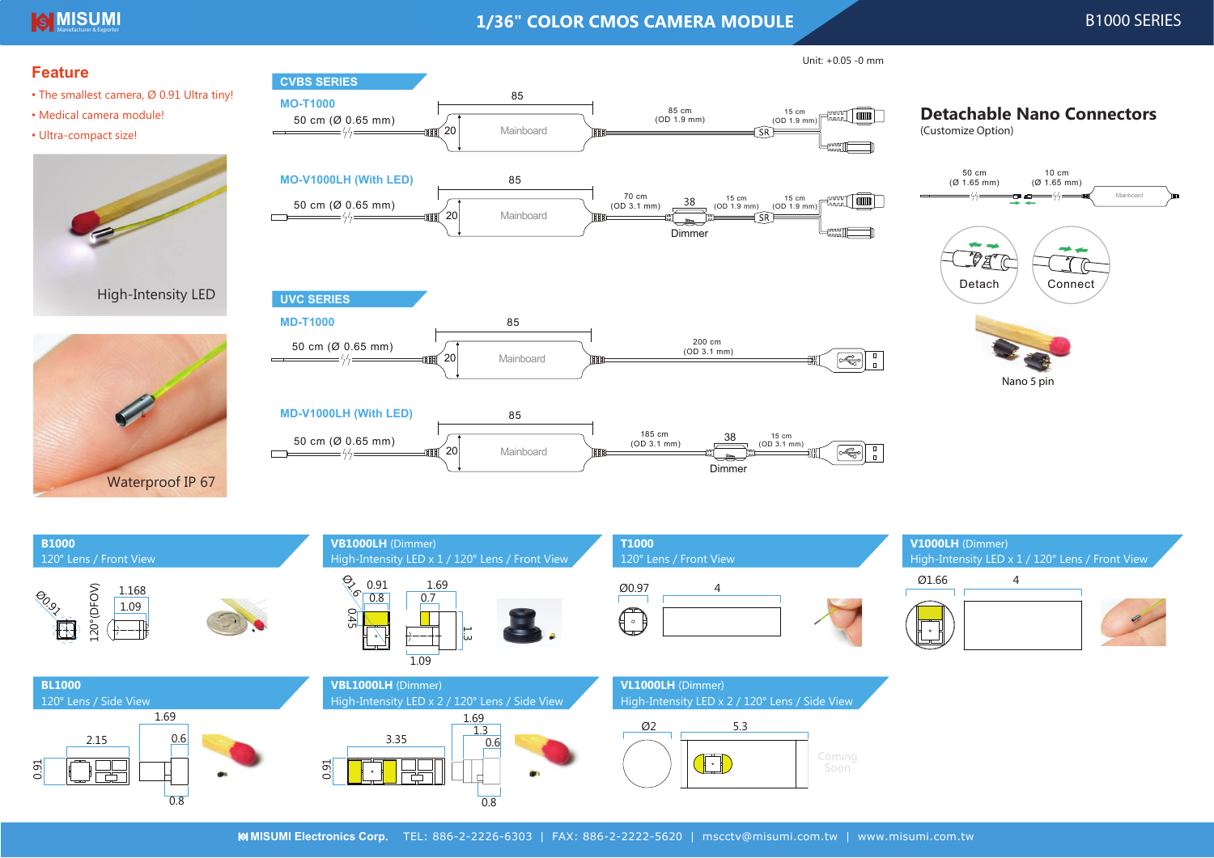# 1/36" COLOR CMOS CAMERA MODULE

B1000 SERIES

## Feature

- The smallest camera, Ø 0.91 Ultra tiny!
- Medical camera module!
- Ultra-compact size!

High-Intensity LED

Waterproof IP 67

Unit: +0.05 -0 mm

## CVBS SERIES

### MO-T1000

50 cm (Ø 0.65 mm) — 85 / 20 Mainboard — 85 cm (OD 1.9 mm) — SR — 15 cm (OD 1.9 mm)

### MO-V1000LH (With LED)

50 cm (Ø 0.65 mm) — 85 / 20 Mainboard — 70 cm (OD 3.1 mm) — 38 Dimmer — 15 cm (OD 1.9 mm) — SR — 15 cm (OD 1.9 mm)

## UVC SERIES

### MD-T1000

50 cm (Ø 0.65 mm) — 85 / 20 Mainboard — 200 cm (OD 3.1 mm)

### MD-V1000LH (With LED)

50 cm (Ø 0.65 mm) — 85 / 20 Mainboard — 185 cm (OD 3.1 mm) — 38 Dimmer — 15 cm (OD 3.1 mm)

## Detachable Nano Connectors

(Customize Option)

50 cm (Ø 1.65 mm) — 10 cm (Ø 1.65 mm) — Mainboard

Detach

Connect

Nano 5 pin

### B1000

120° Lens / Front View

Ø0.91, 1.168, 1.09, 120°(DFOV)

### VB1000LH (Dimmer)

High-Intensity LED x 1 / 120° Lens / Front View

Ø1.6, 0.91, 0.8, 0.45, 1.69, 0.7, 1.3, 1.09

### T1000

120° Lens / Front View

Ø0.97, 4

### V1000LH (Dimmer)

High-Intensity LED x 1 / 120° Lens / Front View

Ø1.66, 4

### BL1000

120° Lens / Side View

0.91, 2.15, 1.69, 0.6, 0.8

### VBL1000LH (Dimmer)

High-Intensity LED x 2 / 120° Lens / Side View

0.91, 3.35, 1.69, 1.3, 0.6, 0.8

### VL1000LH (Dimmer)

High-Intensity LED x 2 / 120° Lens / Side View

Ø2, 5.3

Coming Soon

MISUMI Electronics Corp. TEL: 886-2-2226-6303 | FAX: 886-2-2222-5620 | mscctv@misumi.com.tw | www.misumi.com.tw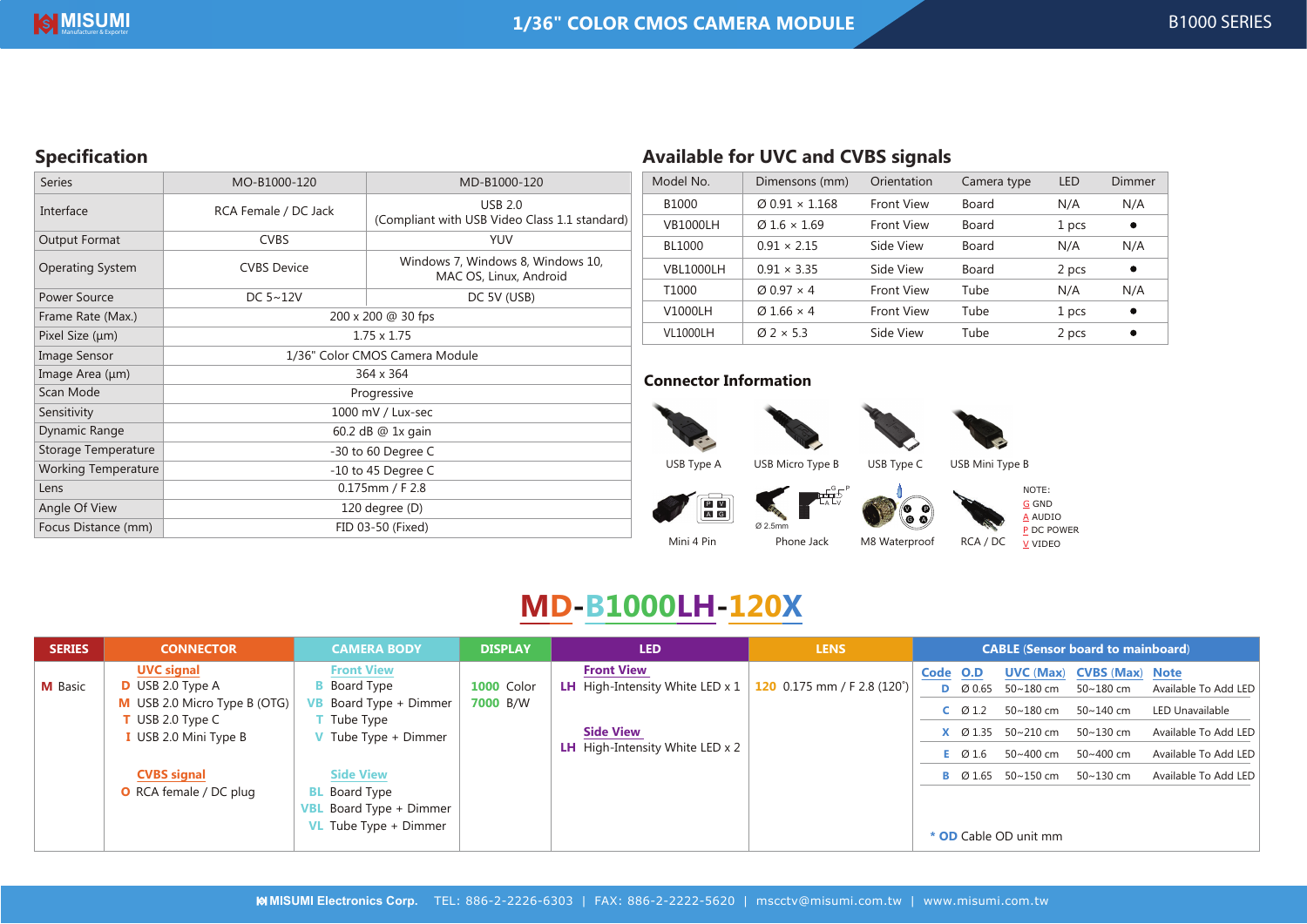# 1/36" COLOR CMOS CAMERA MODULE

B1000 SERIES

## Specification

| Series | MO-B1000-120 | MD-B1000-120 |
|---|---|---|
| Interface | RCA Female / DC Jack | USB 2.0 (Compliant with USB Video Class 1.1 standard) |
| Output Format | CVBS | YUV |
| Operating System | CVBS Device | Windows 7, Windows 8, Windows 10, MAC OS, Linux, Android |
| Power Source | DC 5~12V | DC 5V (USB) |
| Frame Rate (Max.) | 200 x 200 @ 30 fps | |
| Pixel Size (µm) | 1.75 x 1.75 | |
| Image Sensor | 1/36" Color CMOS Camera Module | |
| Image Area (µm) | 364 x 364 | |
| Scan Mode | Progressive | |
| Sensitivity | 1000 mV / Lux-sec | |
| Dynamic Range | 60.2 dB @ 1x gain | |
| Storage Temperature | -30 to 60 Degree C | |
| Working Temperature | -10 to 45 Degree C | |
| Lens | 0.175mm / F 2.8 | |
| Angle Of View | 120 degree (D) | |
| Focus Distance (mm) | FID 03-50 (Fixed) | |

## Available for UVC and CVBS signals

| Model No. | Dimensons (mm) | Orientation | Camera type | LED | Dimmer |
|---|---|---|---|---|---|
| B1000 | Ø 0.91 × 1.168 | Front View | Board | N/A | N/A |
| VB1000LH | Ø 1.6 × 1.69 | Front View | Board | 1 pcs | ● |
| BL1000 | 0.91 × 2.15 | Side View | Board | N/A | N/A |
| VBL1000LH | 0.91 × 3.35 | Side View | Board | 2 pcs | ● |
| T1000 | Ø 0.97 × 4 | Front View | Tube | N/A | N/A |
| V1000LH | Ø 1.66 × 4 | Front View | Tube | 1 pcs | ● |
| VL1000LH | Ø 2 × 5.3 | Side View | Tube | 2 pcs | ● |

## Connector Information

USB Type A | USB Micro Type B | USB Type C | USB Mini Type B

Mini 4 Pin | Phone Jack (Ø 2.5mm) | M8 Waterproof | RCA / DC

NOTE:
G GND
A AUDIO
P DC POWER
V VIDEO

## MD-B1000LH-120X

| SERIES | CONNECTOR | CAMERA BODY | DISPLAY | LED | LENS |
|---|---|---|---|---|---|
| M Basic | **UVC signal**<br>D USB 2.0 Type A<br>M USB 2.0 Micro Type B (OTG)<br>T USB 2.0 Type C<br>I USB 2.0 Mini Type B<br><br>**CVBS signal**<br>O RCA female / DC plug | **Front View**<br>B Board Type<br>VB Board Type + Dimmer<br>T Tube Type<br>V Tube Type + Dimmer<br><br>**Side View**<br>BL Board Type<br>VBL Board Type + Dimmer<br>VL Tube Type + Dimmer | 1000 Color<br>7000 B/W | **Front View**<br>LH High-Intensity White LED x 1<br><br>**Side View**<br>LH High-Intensity White LED x 2 | 120 0.175 mm / F 2.8 (120˚) |

**CABLE (Sensor board to mainboard)**

| Code | O.D | UVC (Max) | CVBS (Max) | Note |
|---|---|---|---|---|
| D | Ø 0.65 | 50~180 cm | 50~180 cm | Available To Add LED |
| C | Ø 1.2 | 50~180 cm | 50~140 cm | LED Unavailable |
| X | Ø 1.35 | 50~210 cm | 50~130 cm | Available To Add LED |
| E | Ø 1.6 | 50~400 cm | 50~400 cm | Available To Add LED |
| B | Ø 1.65 | 50~150 cm | 50~130 cm | Available To Add LED |

* OD Cable OD unit mm

MISUMI Electronics Corp. TEL: 886-2-2226-6303 | FAX: 886-2-2222-5620 | mscctv@misumi.com.tw | www.misumi.com.tw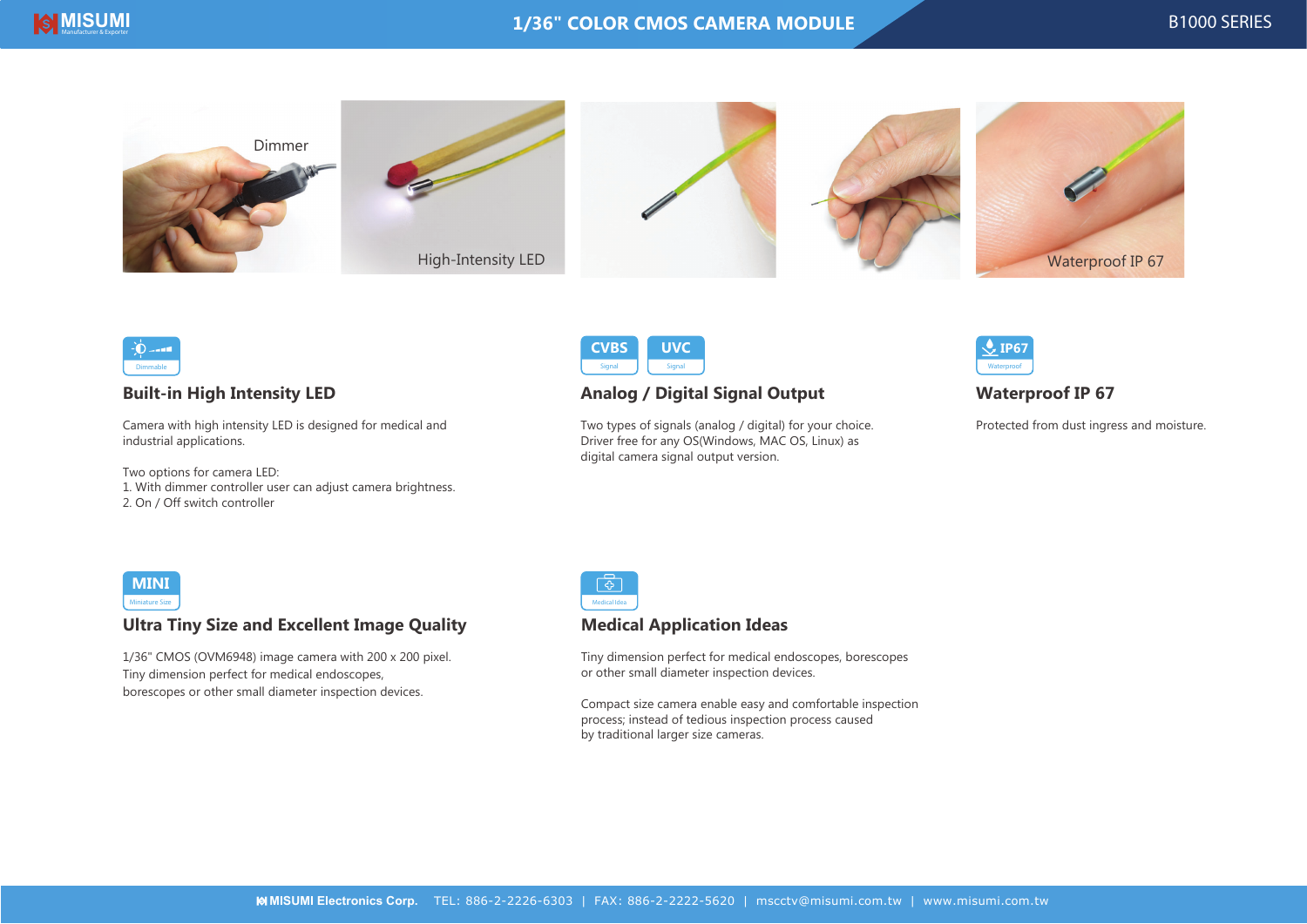# 1/36" COLOR CMOS CAMERA MODULE

B1000 SERIES

Dimmer

High-Intensity LED

Waterproof IP 67

Dimmable

## Built-in High Intensity LED

Camera with high intensity LED is designed for medical and industrial applications.

Two options for camera LED:
1. With dimmer controller user can adjust camera brightness.
2. On / Off switch controller

CVBS Signal | UVC Signal

## Analog / Digital Signal Output

Two types of signals (analog / digital) for your choice. Driver free for any OS(Windows, MAC OS, Linux) as digital camera signal output version.

IP67 Waterproof

## Waterproof IP 67

Protected from dust ingress and moisture.

MINI Miniature Size

## Ultra Tiny Size and Excellent Image Quality

1/36" CMOS (OVM6948) image camera with 200 x 200 pixel.
Tiny dimension perfect for medical endoscopes, borescopes or other small diameter inspection devices.

Medical Idea

## Medical Application Ideas

Tiny dimension perfect for medical endoscopes, borescopes or other small diameter inspection devices.

Compact size camera enable easy and comfortable inspection process; instead of tedious inspection process caused by traditional larger size cameras.

MISUMI Electronics Corp. TEL: 886-2-2226-6303 | FAX: 886-2-2222-5620 | mscctv@misumi.com.tw | www.misumi.com.tw